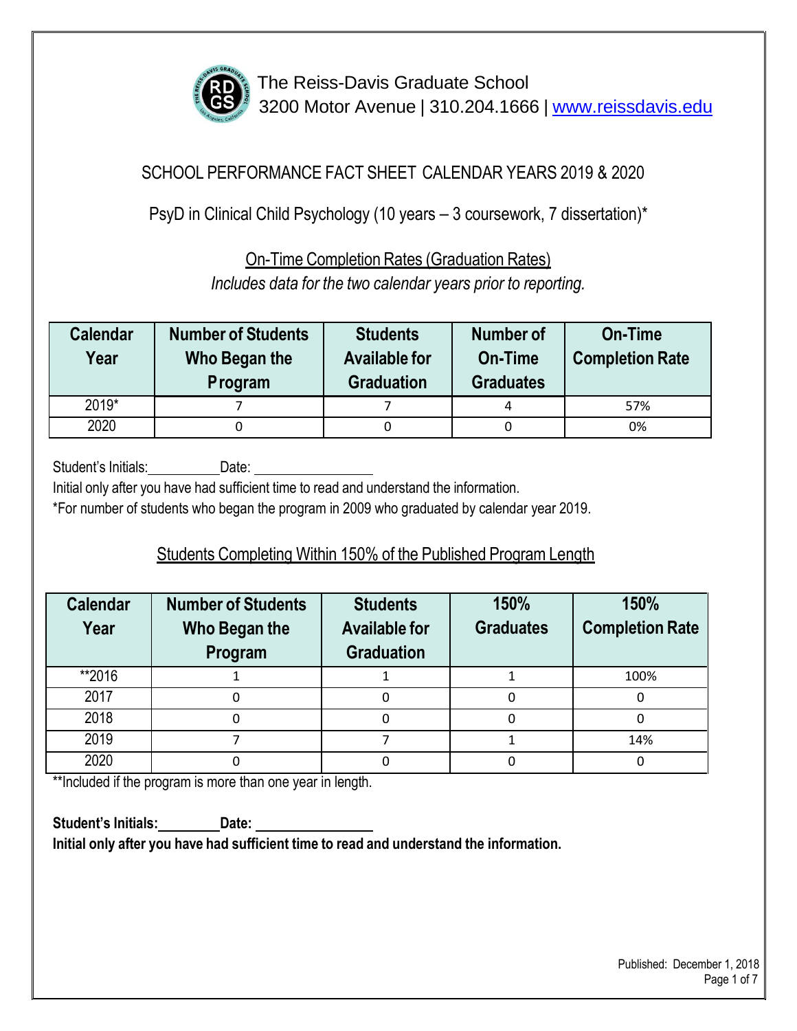The Reiss-Davis Graduate School
3200 Motor Avenue | 310.204.1666 | www.reissdavis.edu

# SCHOOL PERFORMANCE FACT SHEET CALENDAR YEARS 2019 & 2020

## PsyD in Clinical Child Psychology (10 years – 3 coursework, 7 dissertation)*

### On-Time Completion Rates (Graduation Rates)

*Includes data for the two calendar years prior to reporting.*

| Calendar Year | Number of Students Who Began the Program | Students Available for Graduation | Number of On-Time Graduates | On-Time Completion Rate |
|---|---|---|---|---|
| 2019* | 7 | 7 | 4 | 57% |
| 2020 | 0 | 0 | 0 | 0% |

Student's Initials:__________ Date: ________________

Initial only after you have had sufficient time to read and understand the information.

*For number of students who began the program in 2009 who graduated by calendar year 2019.

### Students Completing Within 150% of the Published Program Length

| Calendar Year | Number of Students Who Began the Program | Students Available for Graduation | 150% Graduates | 150% Completion Rate |
|---|---|---|---|---|
| **2016 | 1 | 1 | 1 | 100% |
| 2017 | 0 | 0 | 0 | 0 |
| 2018 | 0 | 0 | 0 | 0 |
| 2019 | 7 | 7 | 1 | 14% |
| 2020 | 0 | 0 | 0 | 0 |

**Included if the program is more than one year in length.

**Student's Initials:__________ Date: ________________**

**Initial only after you have had sufficient time to read and understand the information.**

Published: December 1, 2018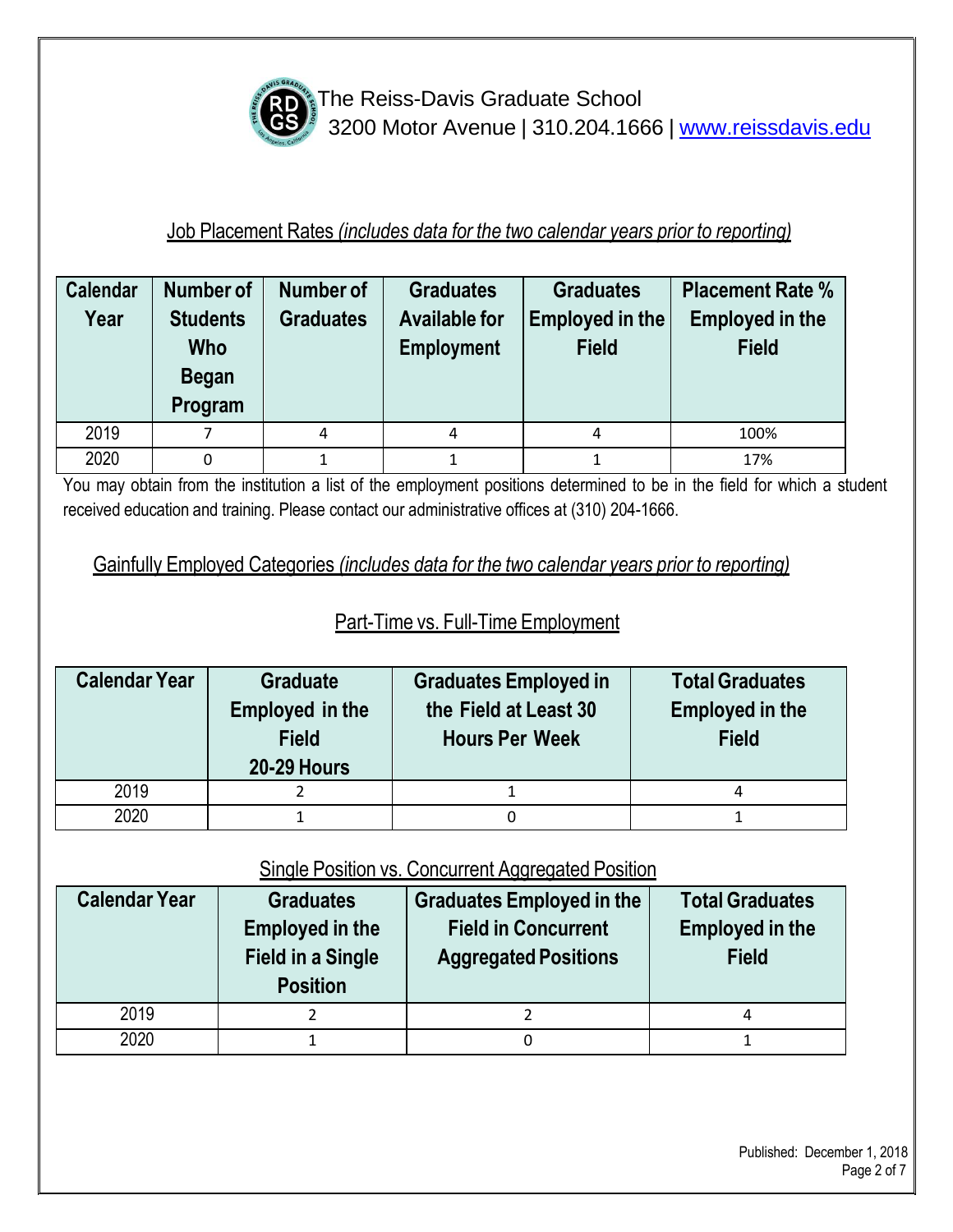The Reiss-Davis Graduate School
3200 Motor Avenue | 310.204.1666 | www.reissdavis.edu

## Job Placement Rates *(includes data for the two calendar years prior to reporting)*

| Calendar Year | Number of Students Who Began Program | Number of Graduates | Graduates Available for Employment | Graduates Employed in the Field | Placement Rate % Employed in the Field |
|---|---|---|---|---|---|
| 2019 | 7 | 4 | 4 | 4 | 100% |
| 2020 | 0 | 1 | 1 | 1 | 17% |

You may obtain from the institution a list of the employment positions determined to be in the field for which a student received education and training. Please contact our administrative offices at (310) 204-1666.

## Gainfully Employed Categories *(includes data for the two calendar years prior to reporting)*

### Part-Time vs. Full-Time Employment

| Calendar Year | Graduate Employed in the Field 20-29 Hours | Graduates Employed in the Field at Least 30 Hours Per Week | Total Graduates Employed in the Field |
|---|---|---|---|
| 2019 | 2 | 1 | 4 |
| 2020 | 1 | 0 | 1 |

### Single Position vs. Concurrent Aggregated Position

| Calendar Year | Graduates Employed in the Field in a Single Position | Graduates Employed in the Field in Concurrent Aggregated Positions | Total Graduates Employed in the Field |
|---|---|---|---|
| 2019 | 2 | 2 | 4 |
| 2020 | 1 | 0 | 1 |

Published: December 1, 2018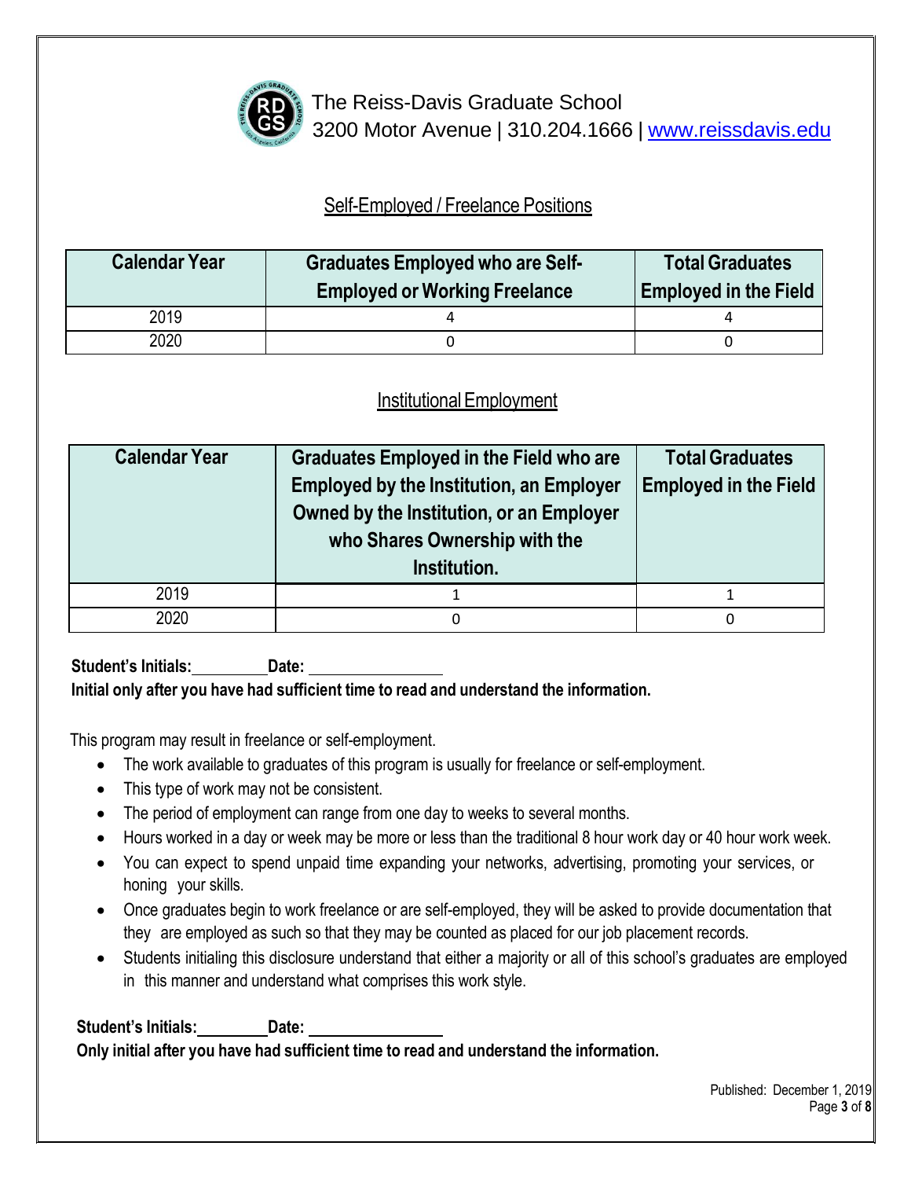The Reiss-Davis Graduate School
3200 Motor Avenue | 310.204.1666 | www.reissdavis.edu

## Self-Employed / Freelance Positions

| Calendar Year | Graduates Employed who are Self-Employed or Working Freelance | Total Graduates Employed in the Field |
|---|---|---|
| 2019 | 4 | 4 |
| 2020 | 0 | 0 |

## Institutional Employment

| Calendar Year | Graduates Employed in the Field who are Employed by the Institution, an Employer Owned by the Institution, or an Employer who Shares Ownership with the Institution. | Total Graduates Employed in the Field |
|---|---|---|
| 2019 | 1 | 1 |
| 2020 | 0 | 0 |

**Student's Initials:\_\_\_\_\_\_\_\_\_ Date: \_\_\_\_\_\_\_\_\_\_\_\_\_\_\_\_**
**Initial only after you have had sufficient time to read and understand the information.**

This program may result in freelance or self-employment.

- The work available to graduates of this program is usually for freelance or self-employment.
- This type of work may not be consistent.
- The period of employment can range from one day to weeks to several months.
- Hours worked in a day or week may be more or less than the traditional 8 hour work day or 40 hour work week.
- You can expect to spend unpaid time expanding your networks, advertising, promoting your services, or honing your skills.
- Once graduates begin to work freelance or are self-employed, they will be asked to provide documentation that they are employed as such so that they may be counted as placed for our job placement records.
- Students initialing this disclosure understand that either a majority or all of this school's graduates are employed in this manner and understand what comprises this work style.

**Student's Initials:\_\_\_\_\_\_\_\_\_ Date: \_\_\_\_\_\_\_\_\_\_\_\_\_\_\_\_**
**Only initial after you have had sufficient time to read and understand the information.**

Published: December 1, 2019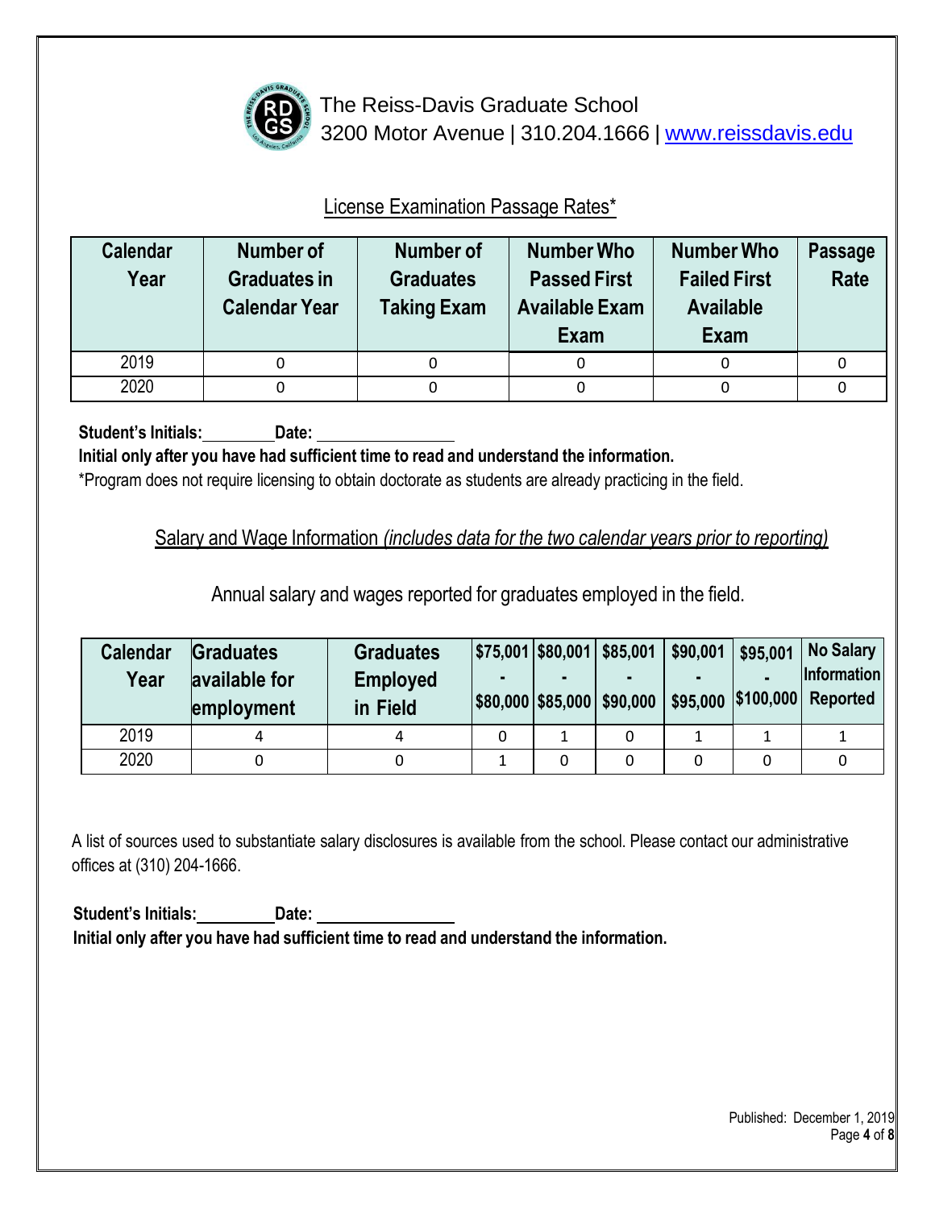The Reiss-Davis Graduate School
3200 Motor Avenue | 310.204.1666 | www.reissdavis.edu

## License Examination Passage Rates*

| Calendar Year | Number of Graduates in Calendar Year | Number of Graduates Taking Exam | Number Who Passed First Available Exam | Number Who Failed First Available Exam | Passage Rate |
|---|---|---|---|---|---|
| 2019 | 0 | 0 | 0 | 0 | 0 |
| 2020 | 0 | 0 | 0 | 0 | 0 |

**Student's Initials:**\_\_\_\_\_\_\_\_\_ **Date:** \_\_\_\_\_\_\_\_\_\_\_\_\_\_\_\_

**Initial only after you have had sufficient time to read and understand the information.**

*Program does not require licensing to obtain doctorate as students are already practicing in the field.

## Salary and Wage Information *(includes data for the two calendar years prior to reporting)*

Annual salary and wages reported for graduates employed in the field.

| Calendar Year | Graduates available for employment | Graduates Employed in Field | $75,001 - $80,000 | $80,001 - $85,000 | $85,001 - $90,000 | $90,001 - $95,000 | $95,001 - $100,000 | No Salary Information Reported |
|---|---|---|---|---|---|---|---|---|
| 2019 | 4 | 4 | 0 | 1 | 0 | 1 | 1 | 1 |
| 2020 | 0 | 0 | 1 | 0 | 0 | 0 | 0 | 0 |

A list of sources used to substantiate salary disclosures is available from the school. Please contact our administrative offices at (310) 204-1666.

**Student's Initials:**\_\_\_\_\_\_\_\_\_ **Date:** \_\_\_\_\_\_\_\_\_\_\_\_\_\_\_\_

**Initial only after you have had sufficient time to read and understand the information.**

Published: December 1, 2019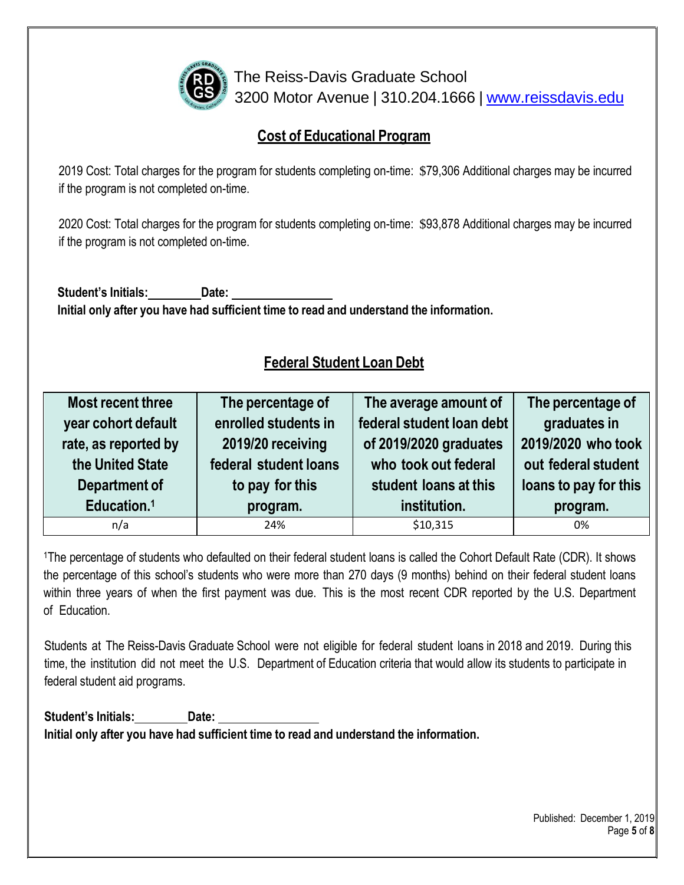The Reiss-Davis Graduate School
3200 Motor Avenue | 310.204.1666 | www.reissdavis.edu

## Cost of Educational Program

2019 Cost: Total charges for the program for students completing on-time: $79,306 Additional charges may be incurred if the program is not completed on-time.

2020 Cost: Total charges for the program for students completing on-time: $93,878 Additional charges may be incurred if the program is not completed on-time.

**Student's Initials:________ Date: ________________**
**Initial only after you have had sufficient time to read and understand the information.**

## Federal Student Loan Debt

| Most recent three year cohort default rate, as reported by the United State Department of Education.[1] | The percentage of enrolled students in 2019/20 receiving federal student loans to pay for this program. | The average amount of federal student loan debt of 2019/2020 graduates who took out federal student loans at this institution. | The percentage of graduates in 2019/2020 who took out federal student loans to pay for this program. |
|---|---|---|---|
| n/a | 24% | $10,315 | 0% |

[1]The percentage of students who defaulted on their federal student loans is called the Cohort Default Rate (CDR). It shows the percentage of this school's students who were more than 270 days (9 months) behind on their federal student loans within three years of when the first payment was due. This is the most recent CDR reported by the U.S. Department of Education.

Students at The Reiss-Davis Graduate School were not eligible for federal student loans in 2018 and 2019. During this time, the institution did not meet the U.S. Department of Education criteria that would allow its students to participate in federal student aid programs.

**Student's Initials:________ Date: ________________**
**Initial only after you have had sufficient time to read and understand the information.**

Published: December 1, 2019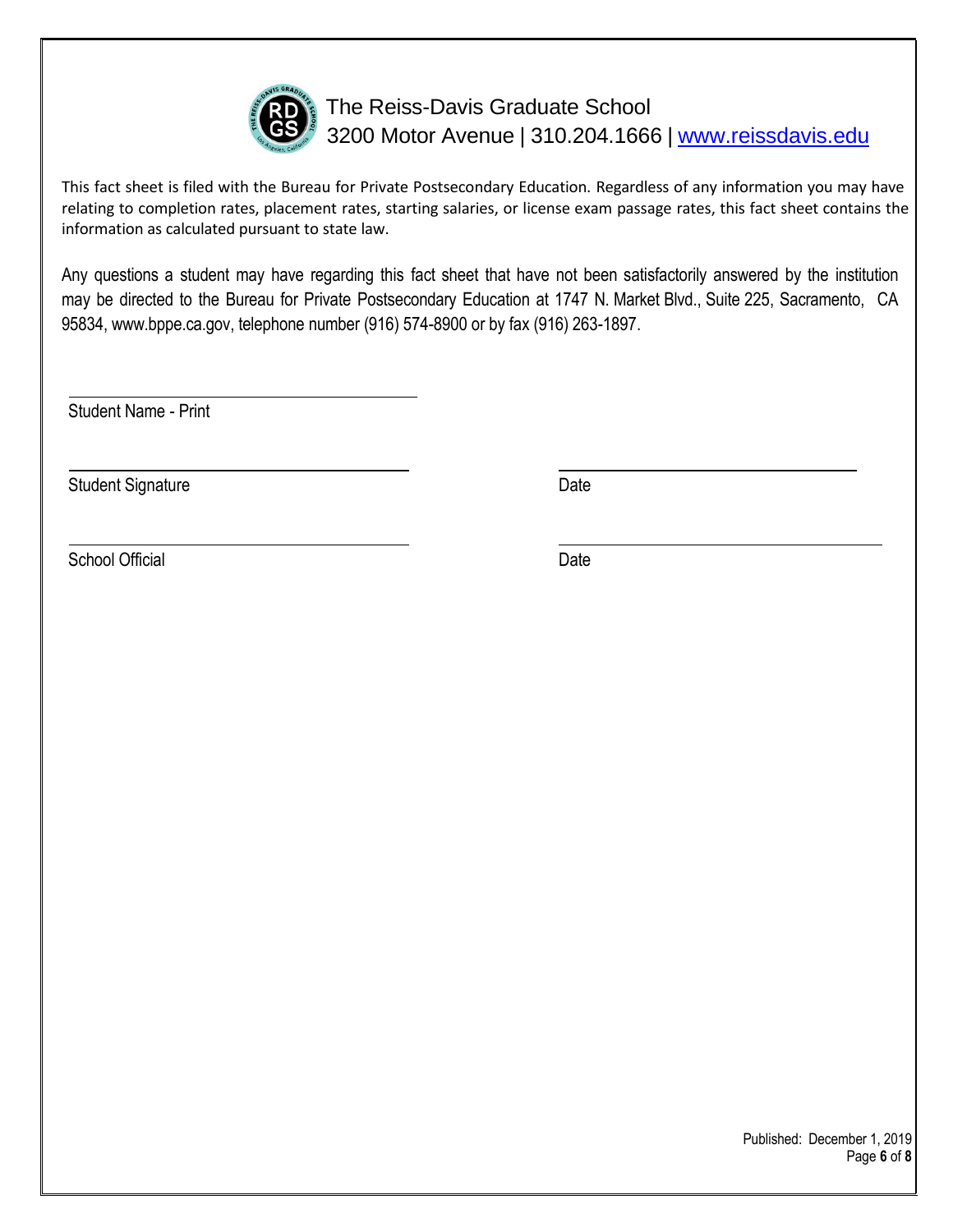The Reiss-Davis Graduate School
3200 Motor Avenue | 310.204.1666 | www.reissdavis.edu

This fact sheet is filed with the Bureau for Private Postsecondary Education. Regardless of any information you may have relating to completion rates, placement rates, starting salaries, or license exam passage rates, this fact sheet contains the information as calculated pursuant to state law.

Any questions a student may have regarding this fact sheet that have not been satisfactorily answered by the institution may be directed to the Bureau for Private Postsecondary Education at 1747 N. Market Blvd., Suite 225, Sacramento, CA 95834, www.bppe.ca.gov, telephone number (916) 574-8900 or by fax (916) 263-1897.

\_\_\_\_\_\_\_\_\_\_\_\_\_\_\_\_\_\_\_\_\_\_\_\_\_\_\_\_\_\_\_\_\_\_\_\_\_\_

Student Name - Print

\_\_\_\_\_\_\_\_\_\_\_\_\_\_\_\_\_\_\_\_\_\_\_\_\_\_\_\_\_\_\_\_\_\_\_\_\_\_ \_\_\_\_\_\_\_\_\_\_\_\_\_\_\_\_\_\_\_\_\_\_\_\_\_\_\_\_\_\_\_\_

Student Signature Date

\_\_\_\_\_\_\_\_\_\_\_\_\_\_\_\_\_\_\_\_\_\_\_\_\_\_\_\_\_\_\_\_\_\_\_\_\_\_ \_\_\_\_\_\_\_\_\_\_\_\_\_\_\_\_\_\_\_\_\_\_\_\_\_\_\_\_\_\_\_\_

School Official Date

Published: December 1, 2019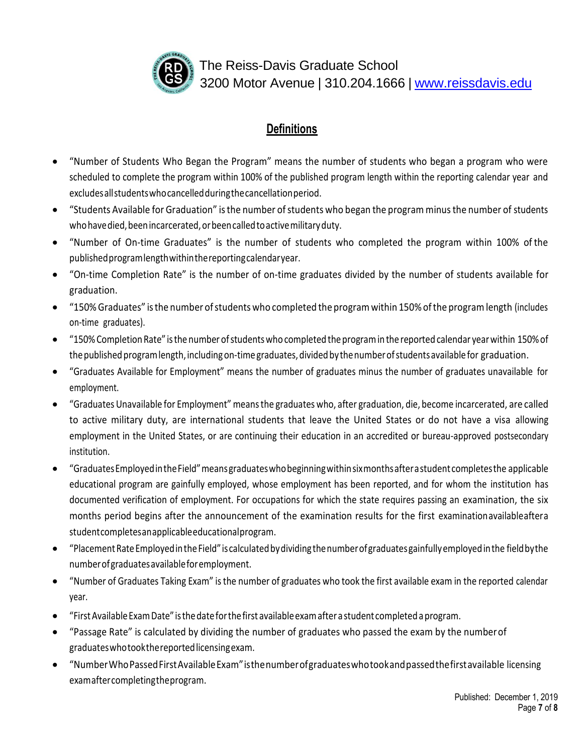The Reiss-Davis Graduate School
3200 Motor Avenue | 310.204.1666 | www.reissdavis.edu

## Definitions

- "Number of Students Who Began the Program" means the number of students who began a program who were scheduled to complete the program within 100% of the published program length within the reporting calendar year and excludes all students who cancelled during the cancellation period.
- "Students Available for Graduation" is the number of students who began the program minus the number of students who have died, been incarcerated, or been called to active military duty.
- "Number of On-time Graduates" is the number of students who completed the program within 100% of the published program length within the reporting calendar year.
- "On-time Completion Rate" is the number of on-time graduates divided by the number of students available for graduation.
- "150% Graduates" is the number of students who completed the program within 150% of the program length (includes on-time graduates).
- "150% Completion Rate" is the number of students who completed the program in the reported calendar year within 150% of the published program length, including on-time graduates, divided by the number of students available for graduation.
- "Graduates Available for Employment" means the number of graduates minus the number of graduates unavailable for employment.
- "Graduates Unavailable for Employment" means the graduates who, after graduation, die, become incarcerated, are called to active military duty, are international students that leave the United States or do not have a visa allowing employment in the United States, or are continuing their education in an accredited or bureau-approved postsecondary institution.
- "Graduates Employed in the Field" means graduates who beginning within six months after a student completes the applicable educational program are gainfully employed, whose employment has been reported, and for whom the institution has documented verification of employment. For occupations for which the state requires passing an examination, the six months period begins after the announcement of the examination results for the first examination available after a student completes an applicable educational program.
- "Placement Rate Employed in the Field" is calculated by dividing the number of graduates gainfully employed in the field by the number of graduates available for employment.
- "Number of Graduates Taking Exam" is the number of graduates who took the first available exam in the reported calendar year.
- "First Available Exam Date" is the date for the first available exam after a student completed a program.
- "Passage Rate" is calculated by dividing the number of graduates who passed the exam by the number of graduates who took the reported licensing exam.
- "Number Who Passed First Available Exam" is the number of graduates who took and passed the first available licensing exam after completing the program.

Published: December 1, 2019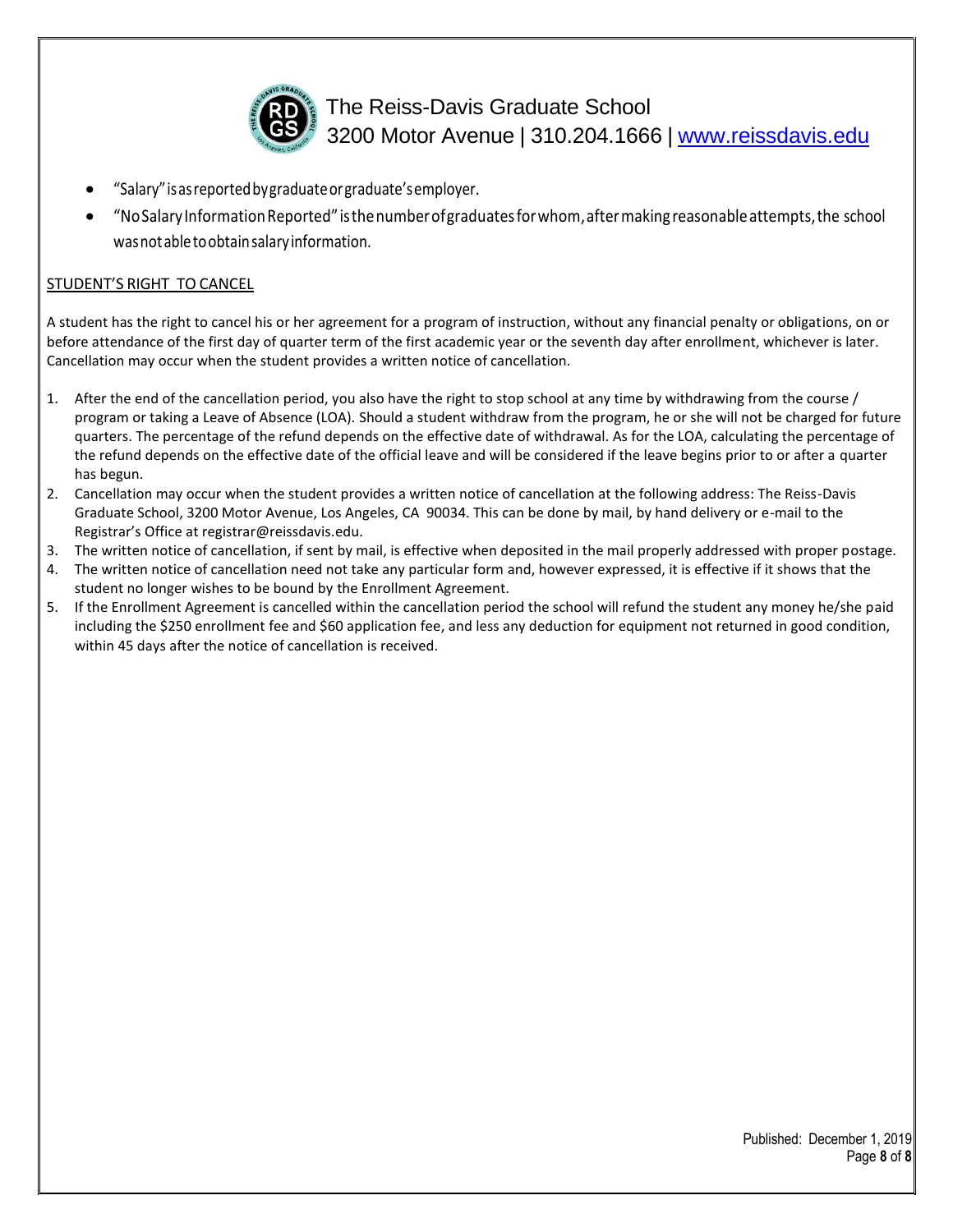- "Salary" is as reported by graduate or graduate's employer.
- "No Salary Information Reported" is the number of graduates for whom, after making reasonable attempts, the school was not able to obtain salary information.

## STUDENT'S RIGHT TO CANCEL

A student has the right to cancel his or her agreement for a program of instruction, without any financial penalty or obligations, on or before attendance of the first day of quarter term of the first academic year or the seventh day after enrollment, whichever is later. Cancellation may occur when the student provides a written notice of cancellation.

1. After the end of the cancellation period, you also have the right to stop school at any time by withdrawing from the course / program or taking a Leave of Absence (LOA). Should a student withdraw from the program, he or she will not be charged for future quarters. The percentage of the refund depends on the effective date of withdrawal. As for the LOA, calculating the percentage of the refund depends on the effective date of the official leave and will be considered if the leave begins prior to or after a quarter has begun.
2. Cancellation may occur when the student provides a written notice of cancellation at the following address: The Reiss-Davis Graduate School, 3200 Motor Avenue, Los Angeles, CA 90034. This can be done by mail, by hand delivery or e-mail to the Registrar's Office at registrar@reissdavis.edu.
3. The written notice of cancellation, if sent by mail, is effective when deposited in the mail properly addressed with proper postage.
4. The written notice of cancellation need not take any particular form and, however expressed, it is effective if it shows that the student no longer wishes to be bound by the Enrollment Agreement.
5. If the Enrollment Agreement is cancelled within the cancellation period the school will refund the student any money he/she paid including the $250 enrollment fee and $60 application fee, and less any deduction for equipment not returned in good condition, within 45 days after the notice of cancellation is received.